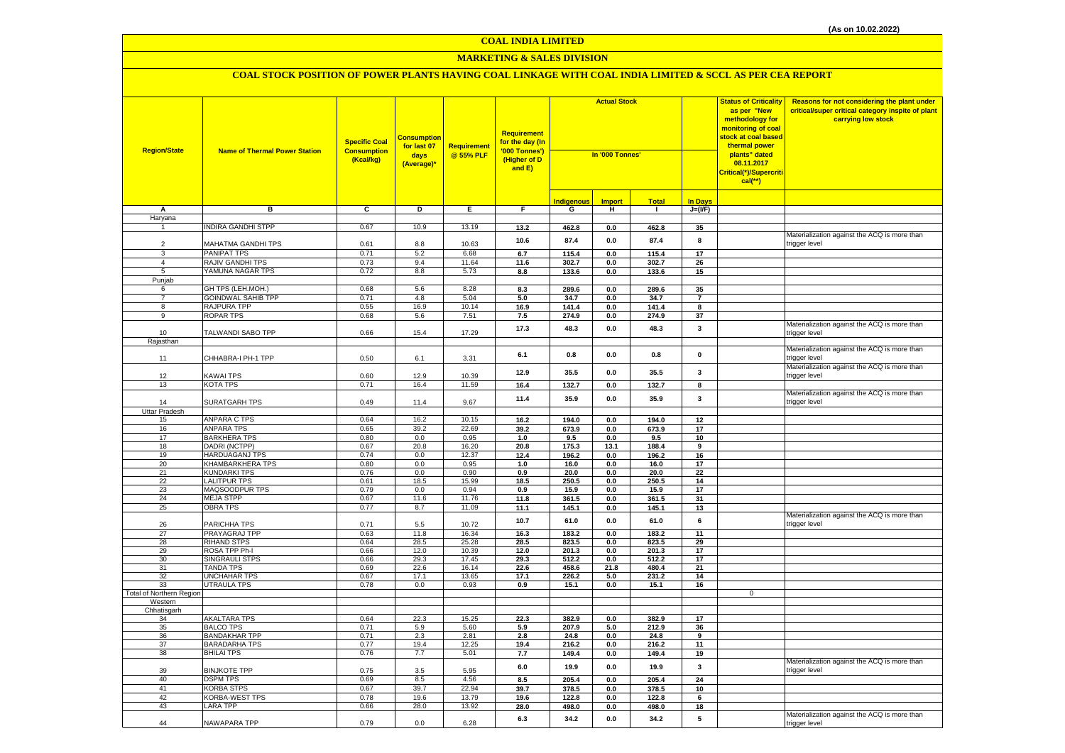(As on 10.02.2022)

# COAL INDIA LIMITED

## MARKETING & SALES DIVISION

### COAL STOCK POSITION OF POWER PLANTS HAVING COAL LINKAGE WITH COAL INDIA LIMITED & SCCL AS PER CEA REPORT

| Region/State | Name of Thermal Power Station | Specific Coal Consumption (Kcal/kg) | Consumption for last 07 days (Average)* | Requirement @ 55% PLF | Requirement for the day (In '000 Tonnes') (Higher of D and E) | Actual Stock In '000 Tonnes' | | | | Status of Criticality as per "New methodology for monitoring of coal stock at coal based thermal power plants" dated 08.11.2017 Critical(*)/Supercritical(**) | Reasons for not considering the plant under critical/super critical category inspite of plant carrying low stock |
|---|---|---|---|---|---|---|---|---|---|---|---|
| | | | | | | Indigenous | Import | Total | In Days | | |
| A | B | C | D | E | F | G | H | I | J=(I/F) | | |
| Haryana | | | | | | | | | | | |
| 1 | INDIRA GANDHI STPP | 0.67 | 10.9 | 13.19 | 13.2 | 462.8 | 0.0 | 462.8 | 35 | | |
| 2 | MAHATMA GANDHI TPS | 0.61 | 8.8 | 10.63 | 10.6 | 87.4 | 0.0 | 87.4 | 8 | | Materialization against the ACQ is more than trigger level |
| 3 | PANIPAT TPS | 0.71 | 5.2 | 6.68 | 6.7 | 115.4 | 0.0 | 115.4 | 17 | | |
| 4 | RAJIV GANDHI TPS | 0.73 | 9.4 | 11.64 | 11.6 | 302.7 | 0.0 | 302.7 | 26 | | |
| 5 | YAMUNA NAGAR TPS | 0.72 | 8.8 | 5.73 | 8.8 | 133.6 | 0.0 | 133.6 | 15 | | |
| Punjab | | | | | | | | | | | |
| 6 | GH TPS (LEH.MOH.) | 0.68 | 5.6 | 8.28 | 8.3 | 289.6 | 0.0 | 289.6 | 35 | | |
| 7 | GOINDWAL SAHIB TPP | 0.71 | 4.8 | 5.04 | 5.0 | 34.7 | 0.0 | 34.7 | 7 | | |
| 8 | RAJPURA TPP | 0.55 | 16.9 | 10.14 | 16.9 | 141.4 | 0.0 | 141.4 | 8 | | |
| 9 | ROPAR TPS | 0.68 | 5.6 | 7.51 | 7.5 | 274.9 | 0.0 | 274.9 | 37 | | |
| 10 | TALWANDI SABO TPP | 0.66 | 15.4 | 17.29 | 17.3 | 48.3 | 0.0 | 48.3 | 3 | | Materialization against the ACQ is more than trigger level |
| Rajasthan | | | | | | | | | | | |
| 11 | CHHABRA-I PH-1 TPP | 0.50 | 6.1 | 3.31 | 6.1 | 0.8 | 0.0 | 0.8 | 0 | | Materialization against the ACQ is more than trigger level |
| 12 | KAWAI TPS | 0.60 | 12.9 | 10.39 | 12.9 | 35.5 | 0.0 | 35.5 | 3 | | Materialization against the ACQ is more than trigger level |
| 13 | KOTA TPS | 0.71 | 16.4 | 11.59 | 16.4 | 132.7 | 0.0 | 132.7 | 8 | | |
| 14 | SURATGARH TPS | 0.49 | 11.4 | 9.67 | 11.4 | 35.9 | 0.0 | 35.9 | 3 | | Materialization against the ACQ is more than trigger level |
| Uttar Pradesh | | | | | | | | | | | |
| 15 | ANPARA C TPS | 0.64 | 16.2 | 10.15 | 16.2 | 194.0 | 0.0 | 194.0 | 12 | | |
| 16 | ANPARA TPS | 0.65 | 39.2 | 22.69 | 39.2 | 673.9 | 0.0 | 673.9 | 17 | | |
| 17 | BARKHERA TPS | 0.80 | 0.0 | 0.95 | 1.0 | 9.5 | 0.0 | 9.5 | 10 | | |
| 18 | DADRI (NCTPP) | 0.67 | 20.8 | 16.20 | 20.8 | 175.3 | 13.1 | 188.4 | 9 | | |
| 19 | HARDUAGANJ TPS | 0.74 | 0.0 | 12.37 | 12.4 | 196.2 | 0.0 | 196.2 | 16 | | |
| 20 | KHAMBARKHERA TPS | 0.80 | 0.0 | 0.95 | 1.0 | 16.0 | 0.0 | 16.0 | 17 | | |
| 21 | KUNDARKI TPS | 0.76 | 0.0 | 0.90 | 0.9 | 20.0 | 0.0 | 20.0 | 22 | | |
| 22 | LALITPUR TPS | 0.61 | 18.5 | 15.99 | 18.5 | 250.5 | 0.0 | 250.5 | 14 | | |
| 23 | MAQSOODPUR TPS | 0.79 | 0.0 | 0.94 | 0.9 | 15.9 | 0.0 | 15.9 | 17 | | |
| 24 | MEJA STPP | 0.67 | 11.6 | 11.76 | 11.8 | 361.5 | 0.0 | 361.5 | 31 | | |
| 25 | OBRA TPS | 0.77 | 8.7 | 11.09 | 11.1 | 145.1 | 0.0 | 145.1 | 13 | | |
| 26 | PARICHHA TPS | 0.71 | 5.5 | 10.72 | 10.7 | 61.0 | 0.0 | 61.0 | 6 | | Materialization against the ACQ is more than trigger level |
| 27 | PRAYAGRAJ TPP | 0.63 | 11.8 | 16.34 | 16.3 | 183.2 | 0.0 | 183.2 | 11 | | |
| 28 | RIHAND STPS | 0.64 | 28.5 | 25.28 | 28.5 | 823.5 | 0.0 | 823.5 | 29 | | |
| 29 | ROSA TPP Ph-I | 0.66 | 12.0 | 10.39 | 12.0 | 201.3 | 0.0 | 201.3 | 17 | | |
| 30 | SINGRAULI STPS | 0.66 | 29.3 | 17.45 | 29.3 | 512.2 | 0.0 | 512.2 | 17 | | |
| 31 | TANDA TPS | 0.69 | 22.6 | 16.14 | 22.6 | 458.6 | 21.8 | 480.4 | 21 | | |
| 32 | UNCHAHAR TPS | 0.67 | 17.1 | 13.65 | 17.1 | 226.2 | 5.0 | 231.2 | 14 | | |
| 33 | UTRAULA TPS | 0.78 | 0.0 | 0.93 | 0.9 | 15.1 | 0.0 | 15.1 | 16 | | |
| Total of Northern Region | | | | | | | | | | 0 | |
| Western | | | | | | | | | | | |
| Chhatisgarh | | | | | | | | | | | |
| 34 | AKALTARA TPS | 0.64 | 22.3 | 15.25 | 22.3 | 382.9 | 0.0 | 382.9 | 17 | | |
| 35 | BALCO TPS | 0.71 | 5.9 | 5.60 | 5.9 | 207.9 | 5.0 | 212.9 | 36 | | |
| 36 | BANDAKHAR TPP | 0.71 | 2.3 | 2.81 | 2.8 | 24.8 | 0.0 | 24.8 | 9 | | |
| 37 | BARADARHA TPS | 0.77 | 19.4 | 12.25 | 19.4 | 216.2 | 0.0 | 216.2 | 11 | | |
| 38 | BHILAI TPS | 0.76 | 7.7 | 5.01 | 7.7 | 149.4 | 0.0 | 149.4 | 19 | | |
| 39 | BINJKOTE TPP | 0.75 | 3.5 | 5.95 | 6.0 | 19.9 | 0.0 | 19.9 | 3 | | Materialization against the ACQ is more than trigger level |
| 40 | DSPM TPS | 0.69 | 8.5 | 4.56 | 8.5 | 205.4 | 0.0 | 205.4 | 24 | | |
| 41 | KORBA STPS | 0.67 | 39.7 | 22.94 | 39.7 | 378.5 | 0.0 | 378.5 | 10 | | |
| 42 | KORBA-WEST TPS | 0.78 | 19.6 | 13.79 | 19.6 | 122.8 | 0.0 | 122.8 | 6 | | |
| 43 | LARA TPP | 0.66 | 28.0 | 13.92 | 28.0 | 498.0 | 0.0 | 498.0 | 18 | | |
| 44 | NAWAPARA TPP | 0.79 | 0.0 | 6.28 | 6.3 | 34.2 | 0.0 | 34.2 | 5 | | Materialization against the ACQ is more than trigger level |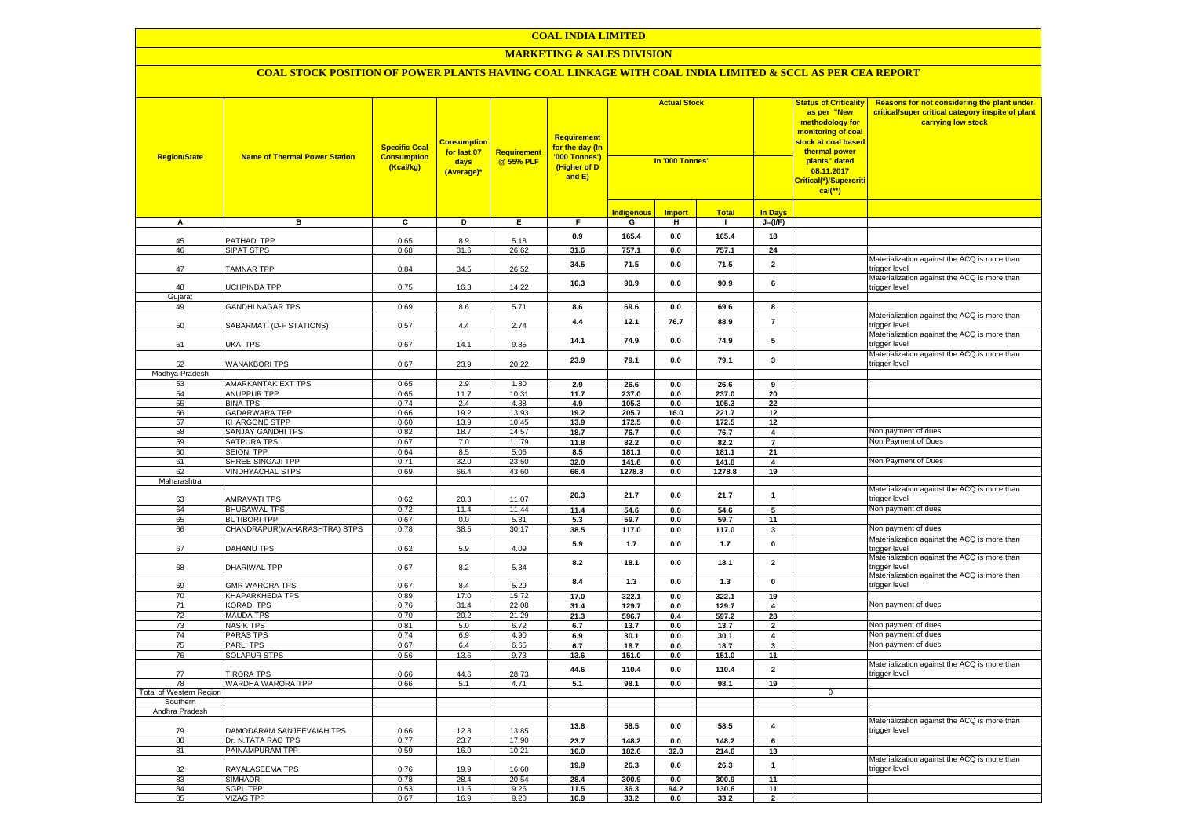# COAL INDIA LIMITED

## MARKETING & SALES DIVISION

### COAL STOCK POSITION OF POWER PLANTS HAVING COAL LINKAGE WITH COAL INDIA LIMITED & SCCL AS PER CEA REPORT

| Region/State | Name of Thermal Power Station | Specific Coal Consumption (Kcal/kg) | Consumption for last 07 days (Average)* | Requirement @ 55% PLF | Requirement for the day (In '000 Tonnes') (Higher of D and E) | Actual Stock In '000 Tonnes' | | | | Status of Criticality as per "New methodology for monitoring of coal stock at coal based thermal power plants" dated 08.11.2017 Critical(*)/Supercritical(**) | Reasons for not considering the plant under critical/super critical category inspite of plant carrying low stock |
|---|---|---|---|---|---|---|---|---|---|---|---|
| | | | | | | Indigenous | Import | Total | In Days | | |
| A | B | C | D | E | F | G | H | I | J=(I/F) | | |
| 45 | PATHADI TPP | 0.65 | 8.9 | 5.18 | 8.9 | 165.4 | 0.0 | 165.4 | 18 | | |
| 46 | SIPAT STPS | 0.68 | 31.6 | 26.62 | 31.6 | 757.1 | 0.0 | 757.1 | 24 | | |
| 47 | TAMNAR TPP | 0.84 | 34.5 | 26.52 | 34.5 | 71.5 | 0.0 | 71.5 | 2 | | Materialization against the ACQ is more than trigger level |
| 48 | UCHPINDA TPP | 0.75 | 16.3 | 14.22 | 16.3 | 90.9 | 0.0 | 90.9 | 6 | | Materialization against the ACQ is more than trigger level |
| Gujarat | | | | | | | | | | | |
| 49 | GANDHI NAGAR TPS | 0.69 | 8.6 | 5.71 | 8.6 | 69.6 | 0.0 | 69.6 | 8 | | |
| 50 | SABARMATI (D-F STATIONS) | 0.57 | 4.4 | 2.74 | 4.4 | 12.1 | 76.7 | 88.9 | 7 | | Materialization against the ACQ is more than trigger level |
| 51 | UKAI TPS | 0.67 | 14.1 | 9.85 | 14.1 | 74.9 | 0.0 | 74.9 | 5 | | Materialization against the ACQ is more than trigger level |
| 52 | WANAKBORI TPS | 0.67 | 23.9 | 20.22 | 23.9 | 79.1 | 0.0 | 79.1 | 3 | | Materialization against the ACQ is more than trigger level |
| Madhya Pradesh | | | | | | | | | | | |
| 53 | AMARKANTAK EXT TPS | 0.65 | 2.9 | 1.80 | 2.9 | 26.6 | 0.0 | 26.6 | 9 | | |
| 54 | ANUPPUR TPP | 0.65 | 11.7 | 10.31 | 11.7 | 237.0 | 0.0 | 237.0 | 20 | | |
| 55 | BINA TPS | 0.74 | 2.4 | 4.88 | 4.9 | 105.3 | 0.0 | 105.3 | 22 | | |
| 56 | GADARWARA TPP | 0.66 | 19.2 | 13.93 | 19.2 | 205.7 | 16.0 | 221.7 | 12 | | |
| 57 | KHARGONE STPP | 0.60 | 13.9 | 10.45 | 13.9 | 172.5 | 0.0 | 172.5 | 12 | | |
| 58 | SANJAY GANDHI TPS | 0.82 | 18.7 | 14.57 | 18.7 | 76.7 | 0.0 | 76.7 | 4 | | Non payment of dues |
| 59 | SATPURA TPS | 0.67 | 7.0 | 11.79 | 11.8 | 82.2 | 0.0 | 82.2 | 7 | | Non Payment of Dues |
| 60 | SEIONI TPP | 0.64 | 8.5 | 5.06 | 8.5 | 181.1 | 0.0 | 181.1 | 21 | | |
| 61 | SHREE SINGAJI TPP | 0.71 | 32.0 | 23.50 | 32.0 | 141.8 | 0.0 | 141.8 | 4 | | Non Payment of Dues |
| 62 | VINDHYACHAL STPS | 0.69 | 66.4 | 43.60 | 66.4 | 1278.8 | 0.0 | 1278.8 | 19 | | |
| Maharashtra | | | | | | | | | | | |
| 63 | AMRAVATI TPS | 0.62 | 20.3 | 11.07 | 20.3 | 21.7 | 0.0 | 21.7 | 1 | | Materialization against the ACQ is more than trigger level |
| 64 | BHUSAWAL TPS | 0.72 | 11.4 | 11.44 | 11.4 | 54.6 | 0.0 | 54.6 | 5 | | Non payment of dues |
| 65 | BUTIBORI TPP | 0.67 | 0.0 | 5.31 | 5.3 | 59.7 | 0.0 | 59.7 | 11 | | |
| 66 | CHANDRAPUR(MAHARASHTRA) STPS | 0.78 | 38.5 | 30.17 | 38.5 | 117.0 | 0.0 | 117.0 | 3 | | Non payment of dues |
| 67 | DAHANU TPS | 0.62 | 5.9 | 4.09 | 5.9 | 1.7 | 0.0 | 1.7 | 0 | | Materialization against the ACQ is more than trigger level |
| 68 | DHARIWAL TPP | 0.67 | 8.2 | 5.34 | 8.2 | 18.1 | 0.0 | 18.1 | 2 | | Materialization against the ACQ is more than trigger level |
| 69 | GMR WARORA TPS | 0.67 | 8.4 | 5.29 | 8.4 | 1.3 | 0.0 | 1.3 | 0 | | Materialization against the ACQ is more than trigger level |
| 70 | KHAPARKHEDA TPS | 0.89 | 17.0 | 15.72 | 17.0 | 322.1 | 0.0 | 322.1 | 19 | | |
| 71 | KORADI TPS | 0.76 | 31.4 | 22.08 | 31.4 | 129.7 | 0.0 | 129.7 | 4 | | Non payment of dues |
| 72 | MAUDA TPS | 0.70 | 20.2 | 21.29 | 21.3 | 596.7 | 0.4 | 597.2 | 28 | | |
| 73 | NASIK TPS | 0.81 | 5.0 | 6.72 | 6.7 | 13.7 | 0.0 | 13.7 | 2 | | Non payment of dues |
| 74 | PARAS TPS | 0.74 | 6.9 | 4.90 | 6.9 | 30.1 | 0.0 | 30.1 | 4 | | Non payment of dues |
| 75 | PARLI TPS | 0.67 | 6.4 | 6.65 | 6.7 | 18.7 | 0.0 | 18.7 | 3 | | Non payment of dues |
| 76 | SOLAPUR STPS | 0.56 | 13.6 | 9.73 | 13.6 | 151.0 | 0.0 | 151.0 | 11 | | |
| 77 | TIRORA TPS | 0.66 | 44.6 | 28.73 | 44.6 | 110.4 | 0.0 | 110.4 | 2 | | Materialization against the ACQ is more than trigger level |
| 78 | WARDHA WARORA TPP | 0.66 | 5.1 | 4.71 | 5.1 | 98.1 | 0.0 | 98.1 | 19 | | |
| Total of Western Region | | | | | | | | | | 0 | |
| Southern | | | | | | | | | | | |
| Andhra Pradesh | | | | | | | | | | | |
| 79 | DAMODARAM SANJEEVAIAH TPS | 0.66 | 12.8 | 13.85 | 13.8 | 58.5 | 0.0 | 58.5 | 4 | | Materialization against the ACQ is more than trigger level |
| 80 | Dr. N.TATA RAO TPS | 0.77 | 23.7 | 17.90 | 23.7 | 148.2 | 0.0 | 148.2 | 6 | | |
| 81 | PAINAMPURAM TPP | 0.59 | 16.0 | 10.21 | 16.0 | 182.6 | 32.0 | 214.6 | 13 | | |
| 82 | RAYALASEEMA TPS | 0.76 | 19.9 | 16.60 | 19.9 | 26.3 | 0.0 | 26.3 | 1 | | Materialization against the ACQ is more than trigger level |
| 83 | SIMHADRI | 0.78 | 28.4 | 20.54 | 28.4 | 300.9 | 0.0 | 300.9 | 11 | | |
| 84 | SGPL TPP | 0.53 | 11.5 | 9.26 | 11.5 | 36.3 | 94.2 | 130.6 | 11 | | |
| 85 | VIZAG TPP | 0.67 | 16.9 | 9.20 | 16.9 | 33.2 | 0.0 | 33.2 | 2 | | |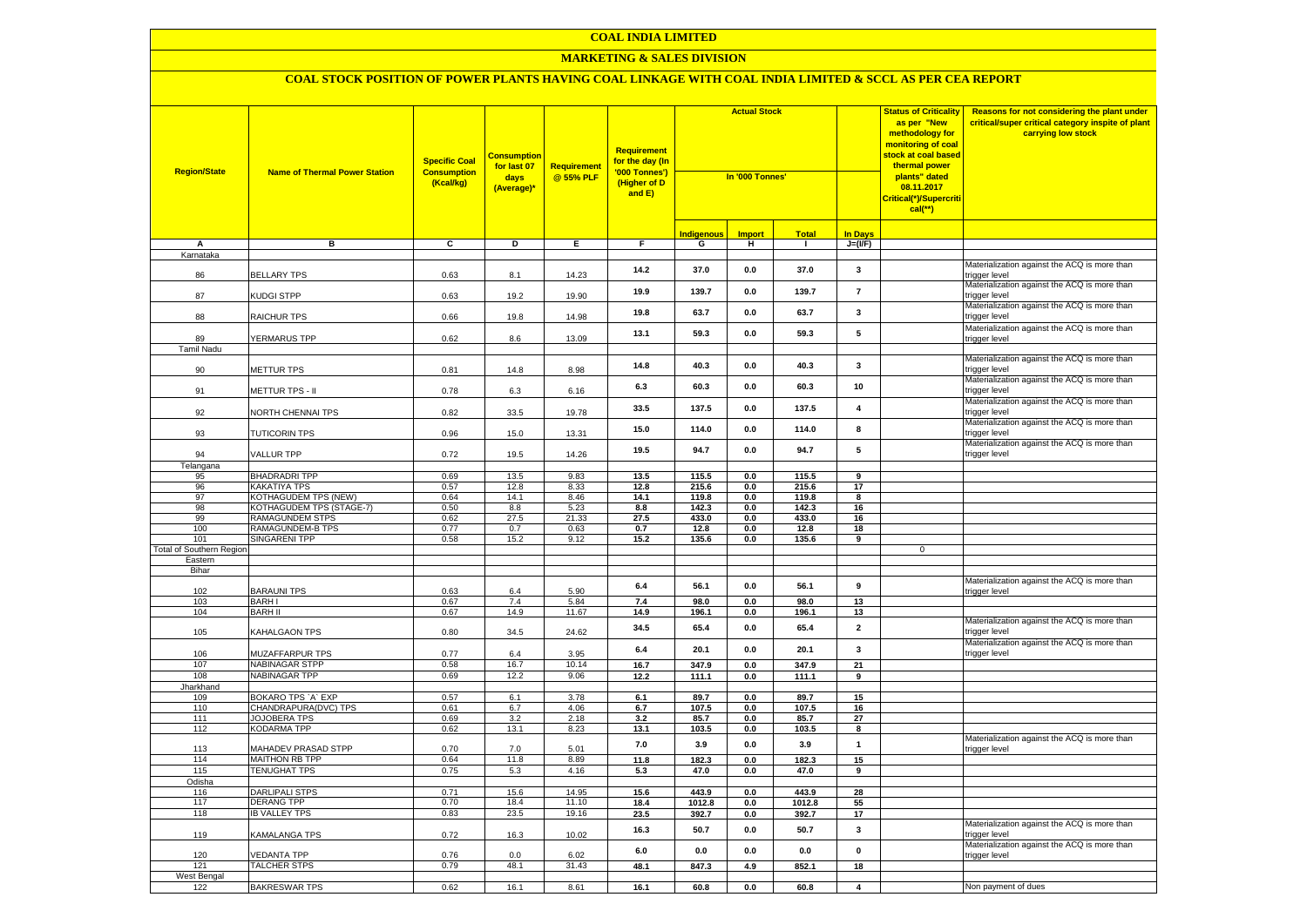# COAL INDIA LIMITED

## MARKETING & SALES DIVISION

### COAL STOCK POSITION OF POWER PLANTS HAVING COAL LINKAGE WITH COAL INDIA LIMITED & SCCL AS PER CEA REPORT

| Region/State | Name of Thermal Power Station | Specific Coal Consumption (Kcal/kg) | Consumption for last 07 days (Average)* | Requirement @ 55% PLF | Requirement for the day (In '000 Tonnes') (Higher of D and E) | Actual Stock In '000 Tonnes' | | | | Status of Criticality as per "New methodology for monitoring of coal stock at coal based thermal power plants" dated 08.11.2017 Critical(*)/Supercritical(**) | Reasons for not considering the plant under critical/super critical category inspite of plant carrying low stock |
|---|---|---|---|---|---|---|---|---|---|---|---|
| | | | | | | Indigenous | Import | Total | In Days | | |
| A | B | C | D | E | F | G | H | I | J=(I/F) | | |
| Karnataka | | | | | | | | | | | |
| 86 | BELLARY TPS | 0.63 | 8.1 | 14.23 | 14.2 | 37.0 | 0.0 | 37.0 | 3 | | Materialization against the ACQ is more than trigger level |
| 87 | KUDGI STPP | 0.63 | 19.2 | 19.90 | 19.9 | 139.7 | 0.0 | 139.7 | 7 | | Materialization against the ACQ is more than trigger level |
| 88 | RAICHUR TPS | 0.66 | 19.8 | 14.98 | 19.8 | 63.7 | 0.0 | 63.7 | 3 | | Materialization against the ACQ is more than trigger level |
| 89 | YERMARUS TPP | 0.62 | 8.6 | 13.09 | 13.1 | 59.3 | 0.0 | 59.3 | 5 | | Materialization against the ACQ is more than trigger level |
| Tamil Nadu | | | | | | | | | | | |
| 90 | METTUR TPS | 0.81 | 14.8 | 8.98 | 14.8 | 40.3 | 0.0 | 40.3 | 3 | | Materialization against the ACQ is more than trigger level |
| 91 | METTUR TPS - II | 0.78 | 6.3 | 6.16 | 6.3 | 60.3 | 0.0 | 60.3 | 10 | | Materialization against the ACQ is more than trigger level |
| 92 | NORTH CHENNAI TPS | 0.82 | 33.5 | 19.78 | 33.5 | 137.5 | 0.0 | 137.5 | 4 | | Materialization against the ACQ is more than trigger level |
| 93 | TUTICORIN TPS | 0.96 | 15.0 | 13.31 | 15.0 | 114.0 | 0.0 | 114.0 | 8 | | Materialization against the ACQ is more than trigger level |
| 94 | VALLUR TPP | 0.72 | 19.5 | 14.26 | 19.5 | 94.7 | 0.0 | 94.7 | 5 | | Materialization against the ACQ is more than trigger level |
| Telangana | | | | | | | | | | | |
| 95 | BHADRADRI TPP | 0.69 | 13.5 | 9.83 | 13.5 | 115.5 | 0.0 | 115.5 | 9 | | |
| 96 | KAKATIYA TPS | 0.57 | 12.8 | 8.33 | 12.8 | 215.6 | 0.0 | 215.6 | 17 | | |
| 97 | KOTHAGUDEM TPS (NEW) | 0.64 | 14.1 | 8.46 | 14.1 | 119.8 | 0.0 | 119.8 | 8 | | |
| 98 | KOTHAGUDEM TPS (STAGE-7) | 0.50 | 8.8 | 5.23 | 8.8 | 142.3 | 0.0 | 142.3 | 16 | | |
| 99 | RAMAGUNDEM STPS | 0.62 | 27.5 | 21.33 | 27.5 | 433.0 | 0.0 | 433.0 | 16 | | |
| 100 | RAMAGUNDEM-B TPS | 0.77 | 0.7 | 0.63 | 0.7 | 12.8 | 0.0 | 12.8 | 18 | | |
| 101 | SINGARENI TPP | 0.58 | 15.2 | 9.12 | 15.2 | 135.6 | 0.0 | 135.6 | 9 | | |
| Total of Southern Region | | | | | | | | | | 0 | |
| Eastern | | | | | | | | | | | |
| Bihar | | | | | | | | | | | |
| 102 | BARAUNI TPS | 0.63 | 6.4 | 5.90 | 6.4 | 56.1 | 0.0 | 56.1 | 9 | | Materialization against the ACQ is more than trigger level |
| 103 | BARH I | 0.67 | 7.4 | 5.84 | 7.4 | 98.0 | 0.0 | 98.0 | 13 | | |
| 104 | BARH II | 0.67 | 14.9 | 11.67 | 14.9 | 196.1 | 0.0 | 196.1 | 13 | | |
| 105 | KAHALGAON TPS | 0.80 | 34.5 | 24.62 | 34.5 | 65.4 | 0.0 | 65.4 | 2 | | Materialization against the ACQ is more than trigger level |
| 106 | MUZAFFARPUR TPS | 0.77 | 6.4 | 3.95 | 6.4 | 20.1 | 0.0 | 20.1 | 3 | | Materialization against the ACQ is more than trigger level |
| 107 | NABINAGAR STPP | 0.58 | 16.7 | 10.14 | 16.7 | 347.9 | 0.0 | 347.9 | 21 | | |
| 108 | NABINAGAR TPP | 0.69 | 12.2 | 9.06 | 12.2 | 111.1 | 0.0 | 111.1 | 9 | | |
| Jharkhand | | | | | | | | | | | |
| 109 | BOKARO TPS `A` EXP | 0.57 | 6.1 | 3.78 | 6.1 | 89.7 | 0.0 | 89.7 | 15 | | |
| 110 | CHANDRAPURA(DVC) TPS | 0.61 | 6.7 | 4.06 | 6.7 | 107.5 | 0.0 | 107.5 | 16 | | |
| 111 | JOJOBERA TPS | 0.69 | 3.2 | 2.18 | 3.2 | 85.7 | 0.0 | 85.7 | 27 | | |
| 112 | KODARMA TPP | 0.62 | 13.1 | 8.23 | 13.1 | 103.5 | 0.0 | 103.5 | 8 | | |
| 113 | MAHADEV PRASAD STPP | 0.70 | 7.0 | 5.01 | 7.0 | 3.9 | 0.0 | 3.9 | 1 | | Materialization against the ACQ is more than trigger level |
| 114 | MAITHON RB TPP | 0.64 | 11.8 | 8.89 | 11.8 | 182.3 | 0.0 | 182.3 | 15 | | |
| 115 | TENUGHAT TPS | 0.75 | 5.3 | 4.16 | 5.3 | 47.0 | 0.0 | 47.0 | 9 | | |
| Odisha | | | | | | | | | | | |
| 116 | DARLIPALI STPS | 0.71 | 15.6 | 14.95 | 15.6 | 443.9 | 0.0 | 443.9 | 28 | | |
| 117 | DERANG TPP | 0.70 | 18.4 | 11.10 | 18.4 | 1012.8 | 0.0 | 1012.8 | 55 | | |
| 118 | IB VALLEY TPS | 0.83 | 23.5 | 19.16 | 23.5 | 392.7 | 0.0 | 392.7 | 17 | | |
| 119 | KAMALANGA TPS | 0.72 | 16.3 | 10.02 | 16.3 | 50.7 | 0.0 | 50.7 | 3 | | Materialization against the ACQ is more than trigger level |
| 120 | VEDANTA TPP | 0.76 | 0.0 | 6.02 | 6.0 | 0.0 | 0.0 | 0.0 | 0 | | Materialization against the ACQ is more than trigger level |
| 121 | TALCHER STPS | 0.79 | 48.1 | 31.43 | 48.1 | 847.3 | 4.9 | 852.1 | 18 | | |
| West Bengal | | | | | | | | | | | |
| 122 | BAKRESWAR TPS | 0.62 | 16.1 | 8.61 | 16.1 | 60.8 | 0.0 | 60.8 | 4 | | Non payment of dues |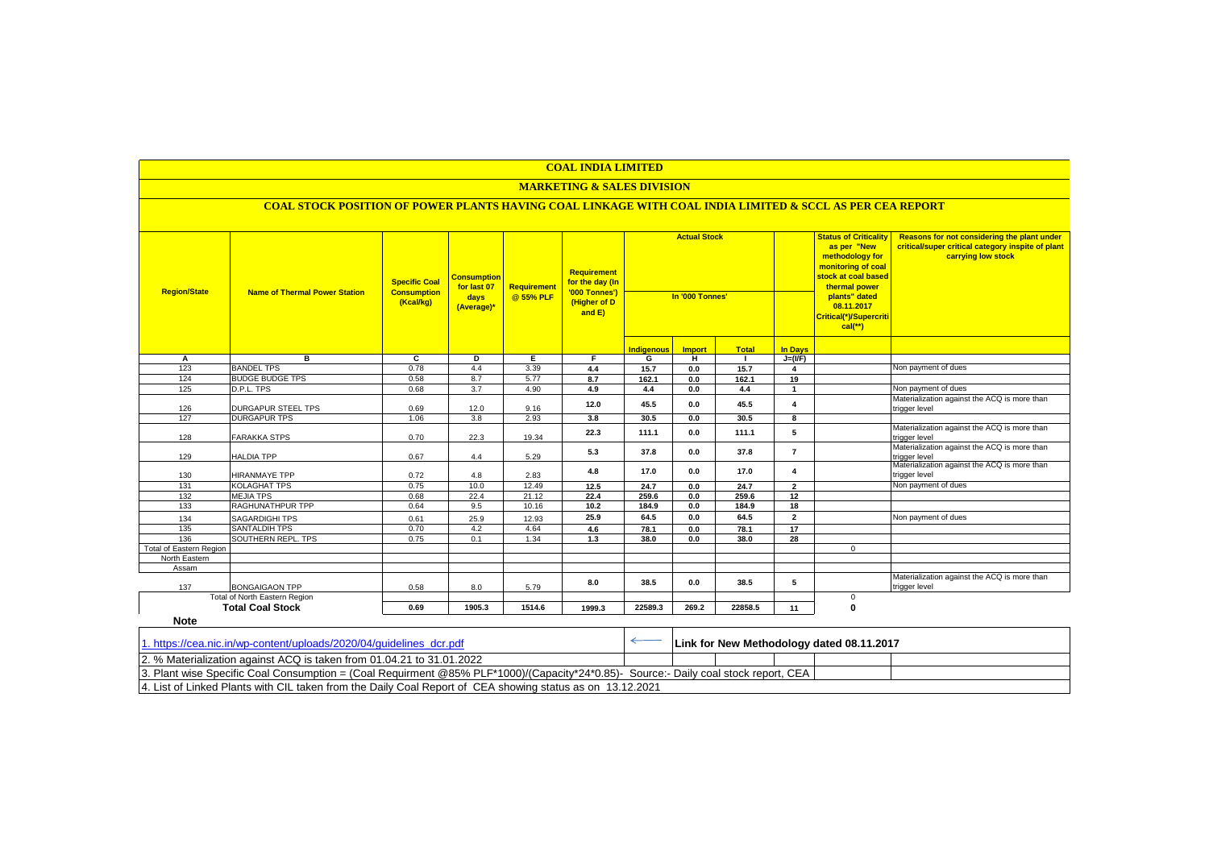# COAL INDIA LIMITED

## MARKETING & SALES DIVISION

### COAL STOCK POSITION OF POWER PLANTS HAVING COAL LINKAGE WITH COAL INDIA LIMITED & SCCL AS PER CEA REPORT

| Region/State | Name of Thermal Power Station | Specific Coal Consumption (Kcal/kg) | Consumption for last 07 days (Average)* | Requirement @ 55% PLF | Requirement for the day (In '000 Tonnes') (Higher of D and E) | Actual Stock In '000 Tonnes' | | | | Status of Criticality as per "New methodology for monitoring of coal stock at coal based thermal power plants" dated 08.11.2017 Critical(*)/Supercritical(**) | Reasons for not considering the plant under critical/super critical category inspite of plant carrying low stock |
|---|---|---|---|---|---|---|---|---|---|---|---|
| | | | | | | Indigenous | Import | Total | In Days | | |
| A | B | C | D | E | F | G | H | I | J=(I/F) | | |
| 123 | BANDEL TPS | 0.78 | 4.4 | 3.39 | 4.4 | 15.7 | 0.0 | 15.7 | 4 | | Non payment of dues |
| 124 | BUDGE BUDGE TPS | 0.58 | 8.7 | 5.77 | 8.7 | 162.1 | 0.0 | 162.1 | 19 | | |
| 125 | D.P.L. TPS | 0.68 | 3.7 | 4.90 | 4.9 | 4.4 | 0.0 | 4.4 | 1 | | Non payment of dues |
| 126 | DURGAPUR STEEL TPS | 0.69 | 12.0 | 9.16 | 12.0 | 45.5 | 0.0 | 45.5 | 4 | | Materialization against the ACQ is more than trigger level |
| 127 | DURGAPUR TPS | 1.06 | 3.8 | 2.93 | 3.8 | 30.5 | 0.0 | 30.5 | 8 | | |
| 128 | FARAKKA STPS | 0.70 | 22.3 | 19.34 | 22.3 | 111.1 | 0.0 | 111.1 | 5 | | Materialization against the ACQ is more than trigger level |
| 129 | HALDIA TPP | 0.67 | 4.4 | 5.29 | 5.3 | 37.8 | 0.0 | 37.8 | 7 | | Materialization against the ACQ is more than trigger level |
| 130 | HIRANMAYE TPP | 0.72 | 4.8 | 2.83 | 4.8 | 17.0 | 0.0 | 17.0 | 4 | | Materialization against the ACQ is more than trigger level |
| 131 | KOLAGHAT TPS | 0.75 | 10.0 | 12.49 | 12.5 | 24.7 | 0.0 | 24.7 | 2 | | Non payment of dues |
| 132 | MEJIA TPS | 0.68 | 22.4 | 21.12 | 22.4 | 259.6 | 0.0 | 259.6 | 12 | | |
| 133 | RAGHUNATHPUR TPP | 0.64 | 9.5 | 10.16 | 10.2 | 184.9 | 0.0 | 184.9 | 18 | | |
| 134 | SAGARDIGHI TPS | 0.61 | 25.9 | 12.93 | 25.9 | 64.5 | 0.0 | 64.5 | 2 | | Non payment of dues |
| 135 | SANTALDIH TPS | 0.70 | 4.2 | 4.64 | 4.6 | 78.1 | 0.0 | 78.1 | 17 | | |
| 136 | SOUTHERN REPL. TPS | 0.75 | 0.1 | 1.34 | 1.3 | 38.0 | 0.0 | 38.0 | 28 | | |
| Total of Eastern Region | | | | | | | | | | 0 | |
| North Eastern | | | | | | | | | | | |
| Assam | | | | | | | | | | | |
| 137 | BONGAIGAON TPP | 0.58 | 8.0 | 5.79 | 8.0 | 38.5 | 0.0 | 38.5 | 5 | | Materialization against the ACQ is more than trigger level |
| Total of North Eastern Region | | | | | | | | | | 0 | |
| **Total Coal Stock** | | **0.69** | **1905.3** | **1514.6** | **1999.3** | **22589.3** | **269.2** | **22858.5** | **11** | **0** | |

**Note**

1. https://cea.nic.in/wp-content/uploads/2020/04/guidelines_dcr.pdf ⟵ **Link for New Methodology dated 08.11.2017**
2. % Materialization against ACQ is taken from 01.04.21 to 31.01.2022
3. Plant wise Specific Coal Consumption = (Coal Requirment @85% PLF*1000)/(Capacity*24*0.85)- Source:- Daily coal stock report, CEA
4. List of Linked Plants with CIL taken from the Daily Coal Report of CEA showing status as on 13.12.2021